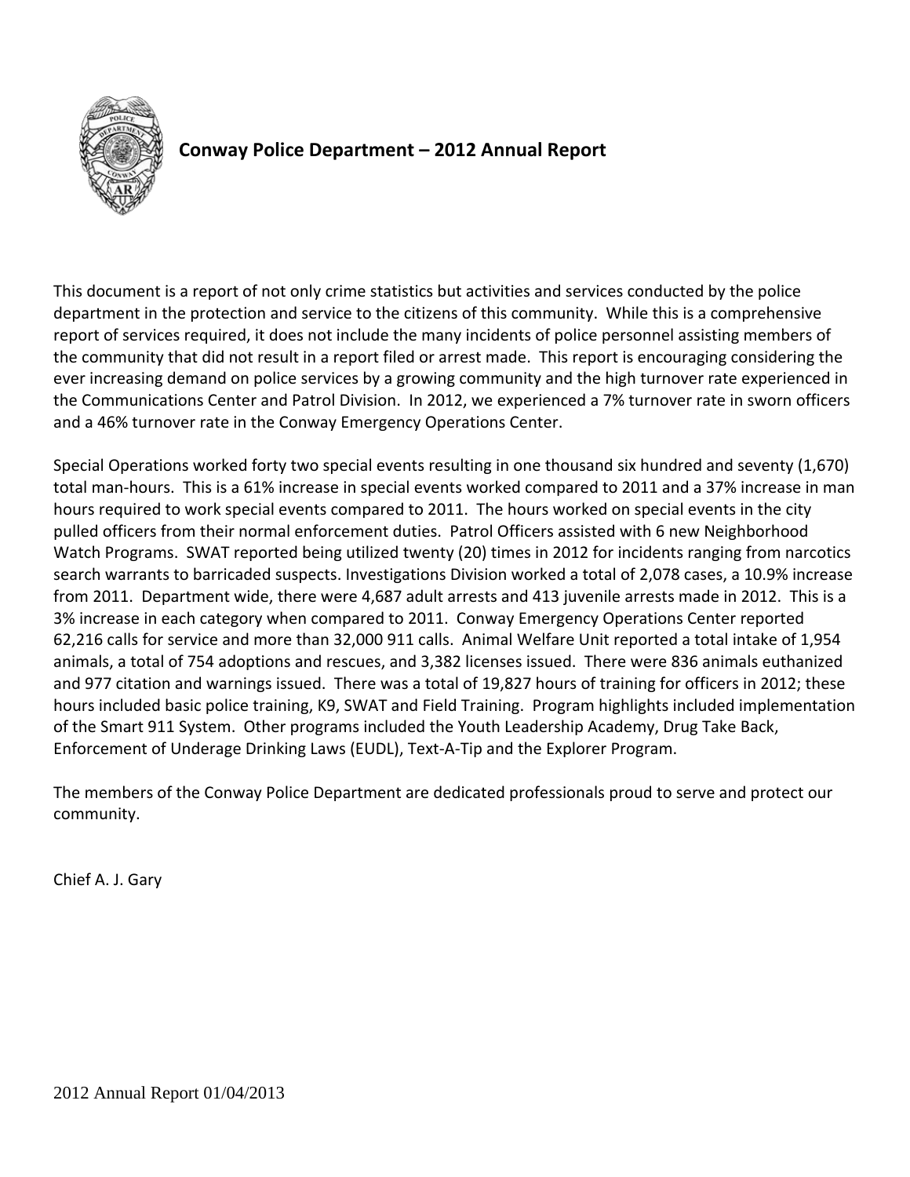# Conway Police Department – 2012 Annual Report

This document is a report of not only crime statistics but activities and services conducted by the police department in the protection and service to the citizens of this community. While this is a comprehensive report of services required, it does not include the many incidents of police personnel assisting members of the community that did not result in a report filed or arrest made. This report is encouraging considering the ever increasing demand on police services by a growing community and the high turnover rate experienced in the Communications Center and Patrol Division. In 2012, we experienced a 7% turnover rate in sworn officers and a 46% turnover rate in the Conway Emergency Operations Center.

Special Operations worked forty two special events resulting in one thousand six hundred and seventy (1,670) total man-hours. This is a 61% increase in special events worked compared to 2011 and a 37% increase in man hours required to work special events compared to 2011. The hours worked on special events in the city pulled officers from their normal enforcement duties. Patrol Officers assisted with 6 new Neighborhood Watch Programs. SWAT reported being utilized twenty (20) times in 2012 for incidents ranging from narcotics search warrants to barricaded suspects. Investigations Division worked a total of 2,078 cases, a 10.9% increase from 2011. Department wide, there were 4,687 adult arrests and 413 juvenile arrests made in 2012. This is a 3% increase in each category when compared to 2011. Conway Emergency Operations Center reported 62,216 calls for service and more than 32,000 911 calls. Animal Welfare Unit reported a total intake of 1,954 animals, a total of 754 adoptions and rescues, and 3,382 licenses issued. There were 836 animals euthanized and 977 citation and warnings issued. There was a total of 19,827 hours of training for officers in 2012; these hours included basic police training, K9, SWAT and Field Training. Program highlights included implementation of the Smart 911 System. Other programs included the Youth Leadership Academy, Drug Take Back, Enforcement of Underage Drinking Laws (EUDL), Text-A-Tip and the Explorer Program.

The members of the Conway Police Department are dedicated professionals proud to serve and protect our community.

Chief A. J. Gary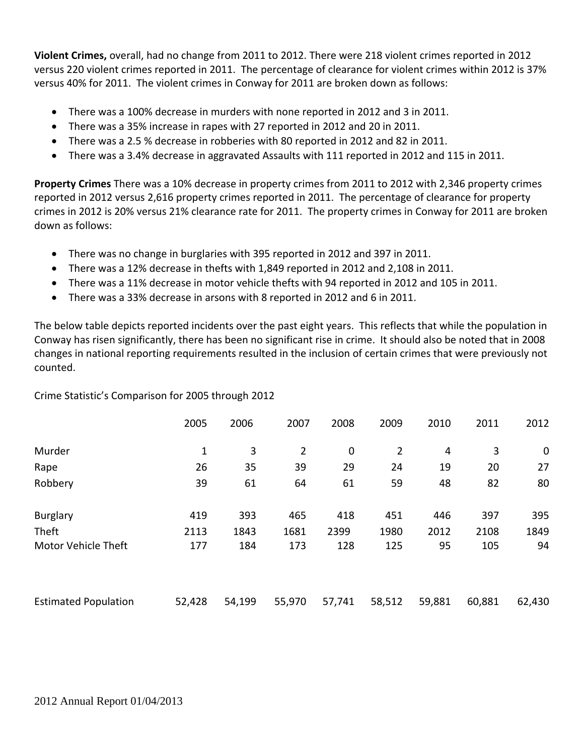**Violent Crimes,** overall, had no change from 2011 to 2012. There were 218 violent crimes reported in 2012 versus 220 violent crimes reported in 2011. The percentage of clearance for violent crimes within 2012 is 37% versus 40% for 2011. The violent crimes in Conway for 2011 are broken down as follows:

- There was a 100% decrease in murders with none reported in 2012 and 3 in 2011.
- There was a 35% increase in rapes with 27 reported in 2012 and 20 in 2011.
- There was a 2.5 % decrease in robberies with 80 reported in 2012 and 82 in 2011.
- There was a 3.4% decrease in aggravated Assaults with 111 reported in 2012 and 115 in 2011.

**Property Crimes** There was a 10% decrease in property crimes from 2011 to 2012 with 2,346 property crimes reported in 2012 versus 2,616 property crimes reported in 2011. The percentage of clearance for property crimes in 2012 is 20% versus 21% clearance rate for 2011. The property crimes in Conway for 2011 are broken down as follows:

- There was no change in burglaries with 395 reported in 2012 and 397 in 2011.
- There was a 12% decrease in thefts with 1,849 reported in 2012 and 2,108 in 2011.
- There was a 11% decrease in motor vehicle thefts with 94 reported in 2012 and 105 in 2011.
- There was a 33% decrease in arsons with 8 reported in 2012 and 6 in 2011.

The below table depicts reported incidents over the past eight years. This reflects that while the population in Conway has risen significantly, there has been no significant rise in crime. It should also be noted that in 2008 changes in national reporting requirements resulted in the inclusion of certain crimes that were previously not counted.

Crime Statistic's Comparison for 2005 through 2012

| | 2005 | 2006 | 2007 | 2008 | 2009 | 2010 | 2011 | 2012 |
|---|---|---|---|---|---|---|---|---|
| Murder | 1 | 3 | 2 | 0 | 2 | 4 | 3 | 0 |
| Rape | 26 | 35 | 39 | 29 | 24 | 19 | 20 | 27 |
| Robbery | 39 | 61 | 64 | 61 | 59 | 48 | 82 | 80 |
| Burglary | 419 | 393 | 465 | 418 | 451 | 446 | 397 | 395 |
| Theft | 2113 | 1843 | 1681 | 2399 | 1980 | 2012 | 2108 | 1849 |
| Motor Vehicle Theft | 177 | 184 | 173 | 128 | 125 | 95 | 105 | 94 |
| Estimated Population | 52,428 | 54,199 | 55,970 | 57,741 | 58,512 | 59,881 | 60,881 | 62,430 |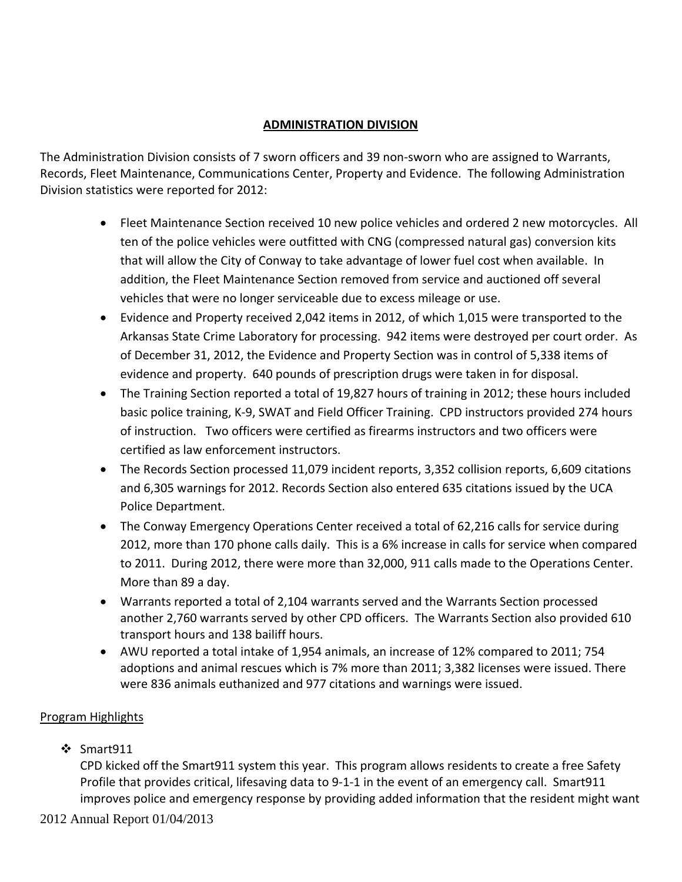## ADMINISTRATION DIVISION

The Administration Division consists of 7 sworn officers and 39 non-sworn who are assigned to Warrants, Records, Fleet Maintenance, Communications Center, Property and Evidence. The following Administration Division statistics were reported for 2012:

- Fleet Maintenance Section received 10 new police vehicles and ordered 2 new motorcycles. All ten of the police vehicles were outfitted with CNG (compressed natural gas) conversion kits that will allow the City of Conway to take advantage of lower fuel cost when available. In addition, the Fleet Maintenance Section removed from service and auctioned off several vehicles that were no longer serviceable due to excess mileage or use.
- Evidence and Property received 2,042 items in 2012, of which 1,015 were transported to the Arkansas State Crime Laboratory for processing. 942 items were destroyed per court order. As of December 31, 2012, the Evidence and Property Section was in control of 5,338 items of evidence and property. 640 pounds of prescription drugs were taken in for disposal.
- The Training Section reported a total of 19,827 hours of training in 2012; these hours included basic police training, K-9, SWAT and Field Officer Training. CPD instructors provided 274 hours of instruction. Two officers were certified as firearms instructors and two officers were certified as law enforcement instructors.
- The Records Section processed 11,079 incident reports, 3,352 collision reports, 6,609 citations and 6,305 warnings for 2012. Records Section also entered 635 citations issued by the UCA Police Department.
- The Conway Emergency Operations Center received a total of 62,216 calls for service during 2012, more than 170 phone calls daily. This is a 6% increase in calls for service when compared to 2011. During 2012, there were more than 32,000, 911 calls made to the Operations Center. More than 89 a day.
- Warrants reported a total of 2,104 warrants served and the Warrants Section processed another 2,760 warrants served by other CPD officers. The Warrants Section also provided 610 transport hours and 138 bailiff hours.
- AWU reported a total intake of 1,954 animals, an increase of 12% compared to 2011; 754 adoptions and animal rescues which is 7% more than 2011; 3,382 licenses were issued. There were 836 animals euthanized and 977 citations and warnings were issued.

### Program Highlights

- Smart911

  CPD kicked off the Smart911 system this year. This program allows residents to create a free Safety Profile that provides critical, lifesaving data to 9-1-1 in the event of an emergency call. Smart911 improves police and emergency response by providing added information that the resident might want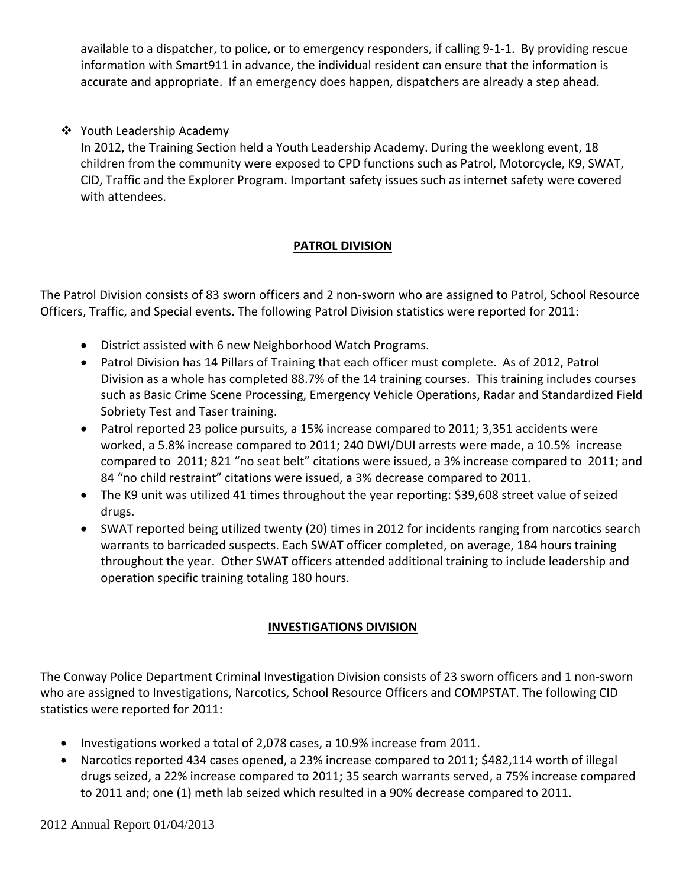available to a dispatcher, to police, or to emergency responders, if calling 9-1-1. By providing rescue information with Smart911 in advance, the individual resident can ensure that the information is accurate and appropriate. If an emergency does happen, dispatchers are already a step ahead.

- Youth Leadership Academy
  In 2012, the Training Section held a Youth Leadership Academy. During the weeklong event, 18 children from the community were exposed to CPD functions such as Patrol, Motorcycle, K9, SWAT, CID, Traffic and the Explorer Program. Important safety issues such as internet safety were covered with attendees.

## PATROL DIVISION

The Patrol Division consists of 83 sworn officers and 2 non-sworn who are assigned to Patrol, School Resource Officers, Traffic, and Special events. The following Patrol Division statistics were reported for 2011:

- District assisted with 6 new Neighborhood Watch Programs.
- Patrol Division has 14 Pillars of Training that each officer must complete. As of 2012, Patrol Division as a whole has completed 88.7% of the 14 training courses. This training includes courses such as Basic Crime Scene Processing, Emergency Vehicle Operations, Radar and Standardized Field Sobriety Test and Taser training.
- Patrol reported 23 police pursuits, a 15% increase compared to 2011; 3,351 accidents were worked, a 5.8% increase compared to 2011; 240 DWI/DUI arrests were made, a 10.5% increase compared to 2011; 821 "no seat belt" citations were issued, a 3% increase compared to 2011; and 84 "no child restraint" citations were issued, a 3% decrease compared to 2011.
- The K9 unit was utilized 41 times throughout the year reporting: $39,608 street value of seized drugs.
- SWAT reported being utilized twenty (20) times in 2012 for incidents ranging from narcotics search warrants to barricaded suspects. Each SWAT officer completed, on average, 184 hours training throughout the year. Other SWAT officers attended additional training to include leadership and operation specific training totaling 180 hours.

## INVESTIGATIONS DIVISION

The Conway Police Department Criminal Investigation Division consists of 23 sworn officers and 1 non-sworn who are assigned to Investigations, Narcotics, School Resource Officers and COMPSTAT. The following CID statistics were reported for 2011:

- Investigations worked a total of 2,078 cases, a 10.9% increase from 2011.
- Narcotics reported 434 cases opened, a 23% increase compared to 2011; $482,114 worth of illegal drugs seized, a 22% increase compared to 2011; 35 search warrants served, a 75% increase compared to 2011 and; one (1) meth lab seized which resulted in a 90% decrease compared to 2011.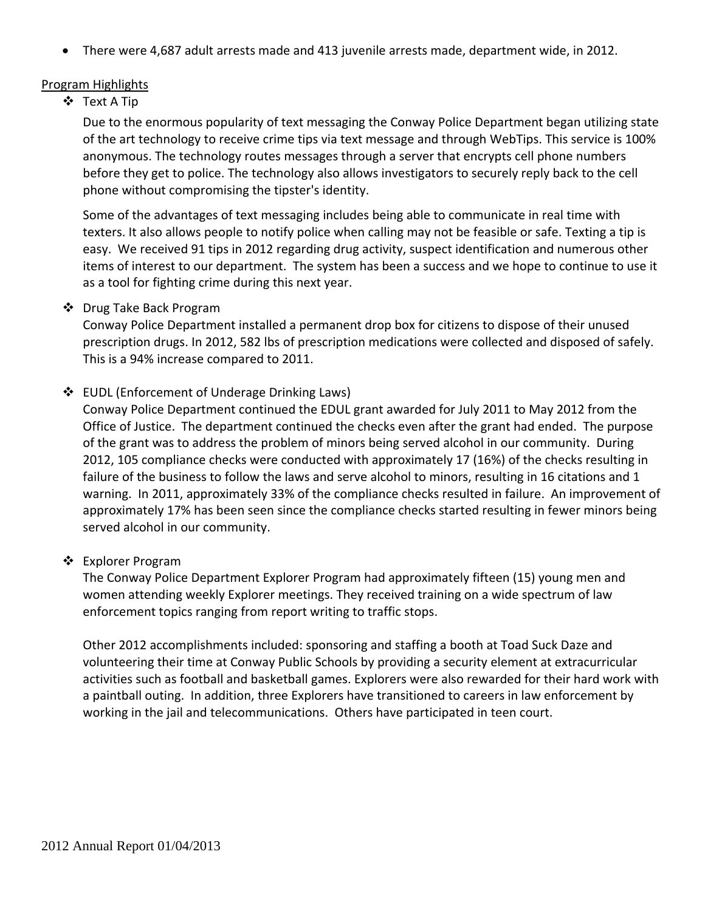- There were 4,687 adult arrests made and 413 juvenile arrests made, department wide, in 2012.

## Program Highlights

- Text A Tip

  Due to the enormous popularity of text messaging the Conway Police Department began utilizing state of the art technology to receive crime tips via text message and through WebTips. This service is 100% anonymous. The technology routes messages through a server that encrypts cell phone numbers before they get to police. The technology also allows investigators to securely reply back to the cell phone without compromising the tipster's identity.

  Some of the advantages of text messaging includes being able to communicate in real time with texters. It also allows people to notify police when calling may not be feasible or safe. Texting a tip is easy. We received 91 tips in 2012 regarding drug activity, suspect identification and numerous other items of interest to our department. The system has been a success and we hope to continue to use it as a tool for fighting crime during this next year.

- Drug Take Back Program

  Conway Police Department installed a permanent drop box for citizens to dispose of their unused prescription drugs. In 2012, 582 lbs of prescription medications were collected and disposed of safely. This is a 94% increase compared to 2011.

- EUDL (Enforcement of Underage Drinking Laws)

  Conway Police Department continued the EDUL grant awarded for July 2011 to May 2012 from the Office of Justice. The department continued the checks even after the grant had ended. The purpose of the grant was to address the problem of minors being served alcohol in our community. During 2012, 105 compliance checks were conducted with approximately 17 (16%) of the checks resulting in failure of the business to follow the laws and serve alcohol to minors, resulting in 16 citations and 1 warning. In 2011, approximately 33% of the compliance checks resulted in failure. An improvement of approximately 17% has been seen since the compliance checks started resulting in fewer minors being served alcohol in our community.

- Explorer Program

  The Conway Police Department Explorer Program had approximately fifteen (15) young men and women attending weekly Explorer meetings. They received training on a wide spectrum of law enforcement topics ranging from report writing to traffic stops.

  Other 2012 accomplishments included: sponsoring and staffing a booth at Toad Suck Daze and volunteering their time at Conway Public Schools by providing a security element at extracurricular activities such as football and basketball games. Explorers were also rewarded for their hard work with a paintball outing. In addition, three Explorers have transitioned to careers in law enforcement by working in the jail and telecommunications. Others have participated in teen court.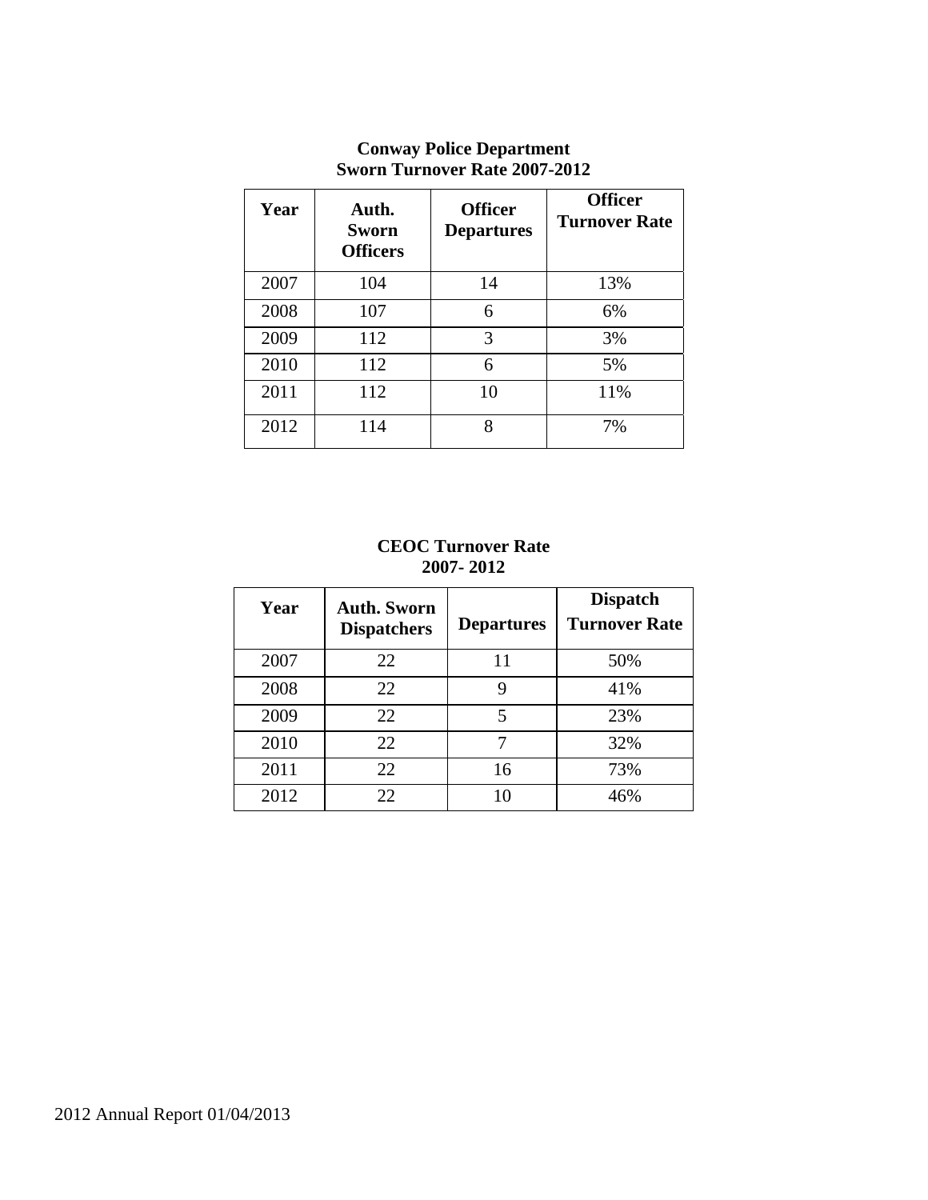**Conway Police Department**
**Sworn Turnover Rate 2007-2012**

| Year | Auth. Sworn Officers | Officer Departures | Officer Turnover Rate |
|---|---|---|---|
| 2007 | 104 | 14 | 13% |
| 2008 | 107 | 6 | 6% |
| 2009 | 112 | 3 | 3% |
| 2010 | 112 | 6 | 5% |
| 2011 | 112 | 10 | 11% |
| 2012 | 114 | 8 | 7% |

**CEOC Turnover Rate**
**2007- 2012**

| Year | Auth. Sworn Dispatchers | Departures | Dispatch Turnover Rate |
|---|---|---|---|
| 2007 | 22 | 11 | 50% |
| 2008 | 22 | 9 | 41% |
| 2009 | 22 | 5 | 23% |
| 2010 | 22 | 7 | 32% |
| 2011 | 22 | 16 | 73% |
| 2012 | 22 | 10 | 46% |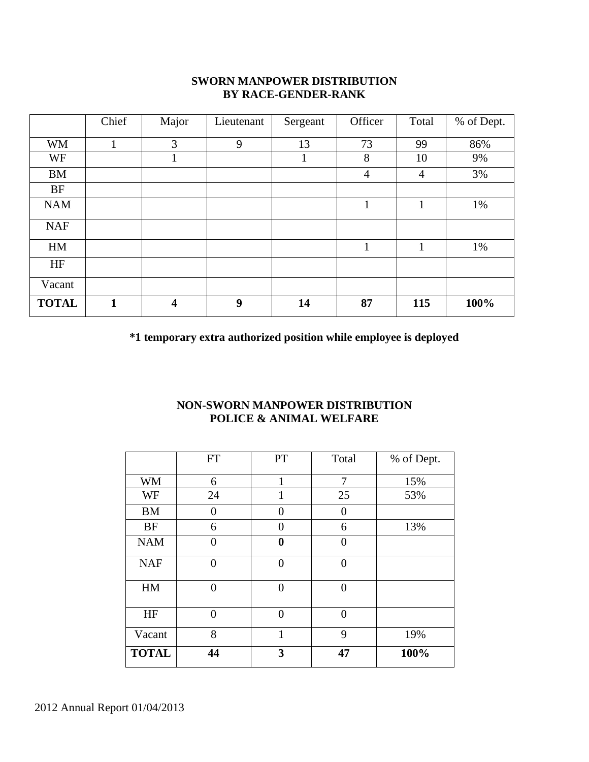## SWORN MANPOWER DISTRIBUTION BY RACE-GENDER-RANK

| | Chief | Major | Lieutenant | Sergeant | Officer | Total | % of Dept. |
|---|---|---|---|---|---|---|---|
| WM | 1 | 3 | 9 | 13 | 73 | 99 | 86% |
| WF | | 1 | | 1 | 8 | 10 | 9% |
| BM | | | | | 4 | 4 | 3% |
| BF | | | | | | | |
| NAM | | | | | 1 | 1 | 1% |
| NAF | | | | | | | |
| HM | | | | | 1 | 1 | 1% |
| HF | | | | | | | |
| Vacant | | | | | | | |
| **TOTAL** | **1** | **4** | **9** | **14** | **87** | **115** | **100%** |

**\*1 temporary extra authorized position while employee is deployed**

## NON-SWORN MANPOWER DISTRIBUTION POLICE & ANIMAL WELFARE

| | FT | PT | Total | % of Dept. |
|---|---|---|---|---|
| WM | 6 | 1 | 7 | 15% |
| WF | 24 | 1 | 25 | 53% |
| BM | 0 | 0 | 0 | |
| BF | 6 | 0 | 6 | 13% |
| NAM | 0 | **0** | 0 | |
| NAF | 0 | 0 | 0 | |
| HM | 0 | 0 | 0 | |
| HF | 0 | 0 | 0 | |
| Vacant | 8 | 1 | 9 | 19% |
| **TOTAL** | **44** | **3** | **47** | **100%** |

2012 Annual Report 01/04/2013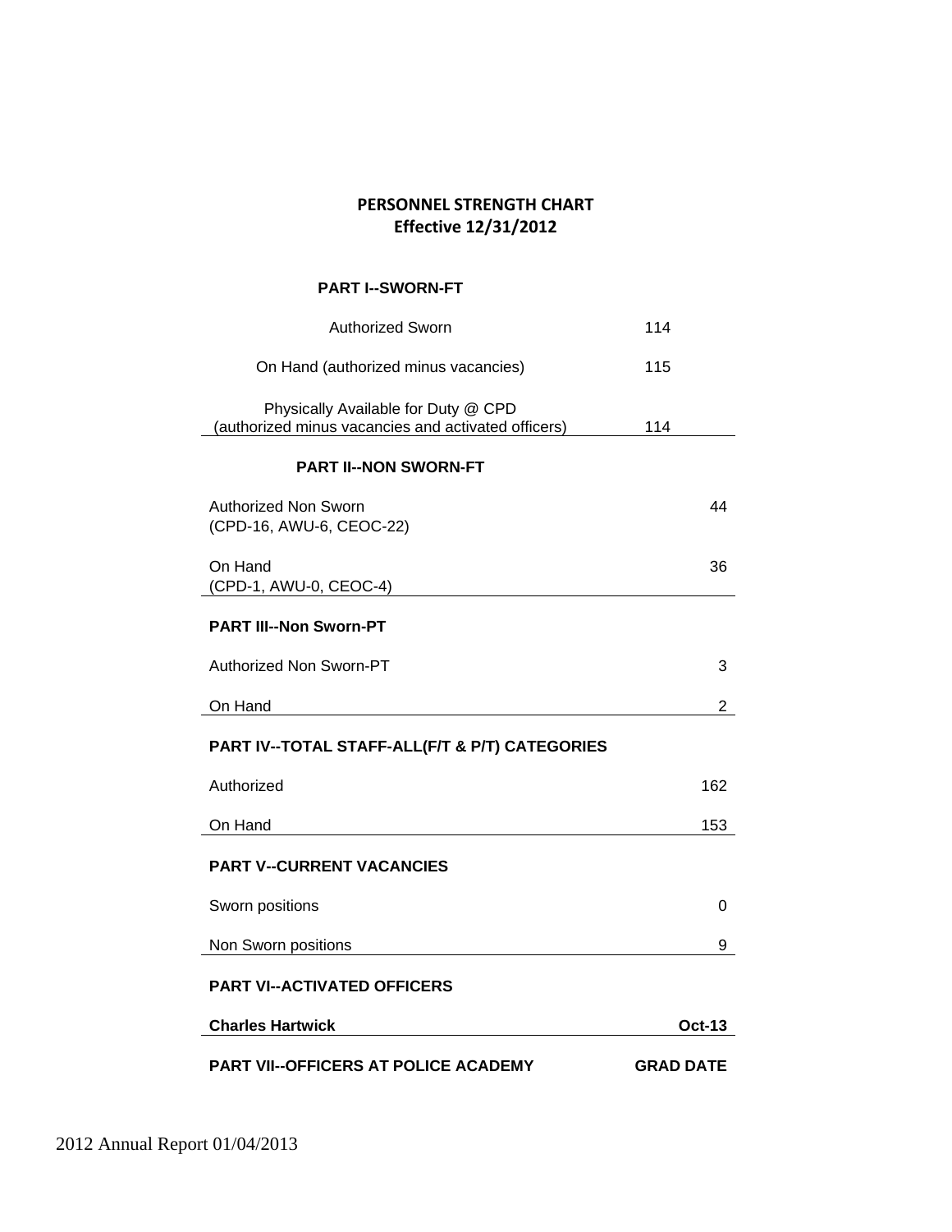# PERSONNEL STRENGTH CHART
## Effective 12/31/2012

### PART I--SWORN-FT

| | |
|---|---|
| Authorized Sworn | 114 |
| On Hand (authorized minus vacancies) | 115 |
| Physically Available for Duty @ CPD (authorized minus vacancies and activated officers) | 114 |

### PART II--NON SWORN-FT

| | |
|---|---|
| Authorized Non Sworn (CPD-16, AWU-6, CEOC-22) | 44 |
| On Hand (CPD-1, AWU-0, CEOC-4) | 36 |

### PART III--Non Sworn-PT

| | |
|---|---|
| Authorized Non Sworn-PT | 3 |
| On Hand | 2 |

### PART IV--TOTAL STAFF-ALL(F/T & P/T) CATEGORIES

| | |
|---|---|
| Authorized | 162 |
| On Hand | 153 |

### PART V--CURRENT VACANCIES

| | |
|---|---|
| Sworn positions | 0 |
| Non Sworn positions | 9 |

### PART VI--ACTIVATED OFFICERS

| | |
|---|---|
| **Charles Hartwick** | **Oct-13** |

### PART VII--OFFICERS AT POLICE ACADEMY

**GRAD DATE**

2012 Annual Report 01/04/2013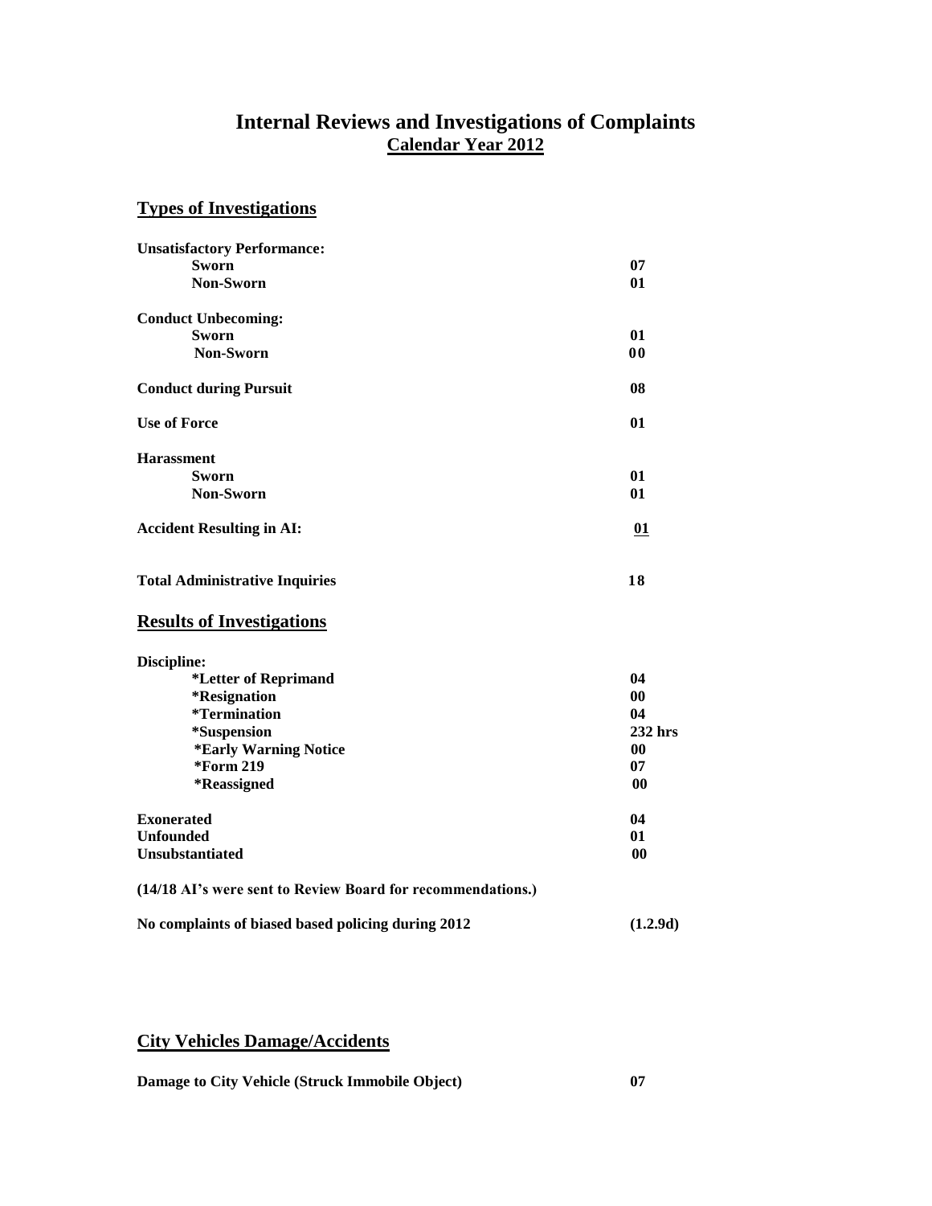# Internal Reviews and Investigations of Complaints

## Calendar Year 2012

## Types of Investigations

| | |
|---|---|
| **Unsatisfactory Performance:** | |
| **Sworn** | **07** |
| **Non-Sworn** | **01** |
| **Conduct Unbecoming:** | |
| **Sworn** | **01** |
| **Non-Sworn** | **00** |
| **Conduct during Pursuit** | **08** |
| **Use of Force** | **01** |
| **Harassment** | |
| **Sworn** | **01** |
| **Non-Sworn** | **01** |
| **Accident Resulting in AI:** | **01** |
| **Total Administrative Inquiries** | **18** |

## Results of Investigations

| | |
|---|---|
| **Discipline:** | |
| **\*Letter of Reprimand** | **04** |
| **\*Resignation** | **00** |
| **\*Termination** | **04** |
| **\*Suspension** | **232 hrs** |
| **\*Early Warning Notice** | **00** |
| **\*Form 219** | **07** |
| **\*Reassigned** | **00** |
| **Exonerated** | **04** |
| **Unfounded** | **01** |
| **Unsubstantiated** | **00** |

**(14/18 AI's were sent to Review Board for recommendations.)**

**No complaints of biased based policing during 2012** **(1.2.9d)**

## City Vehicles Damage/Accidents

| | |
|---|---|
| **Damage to City Vehicle (Struck Immobile Object)** | **07** |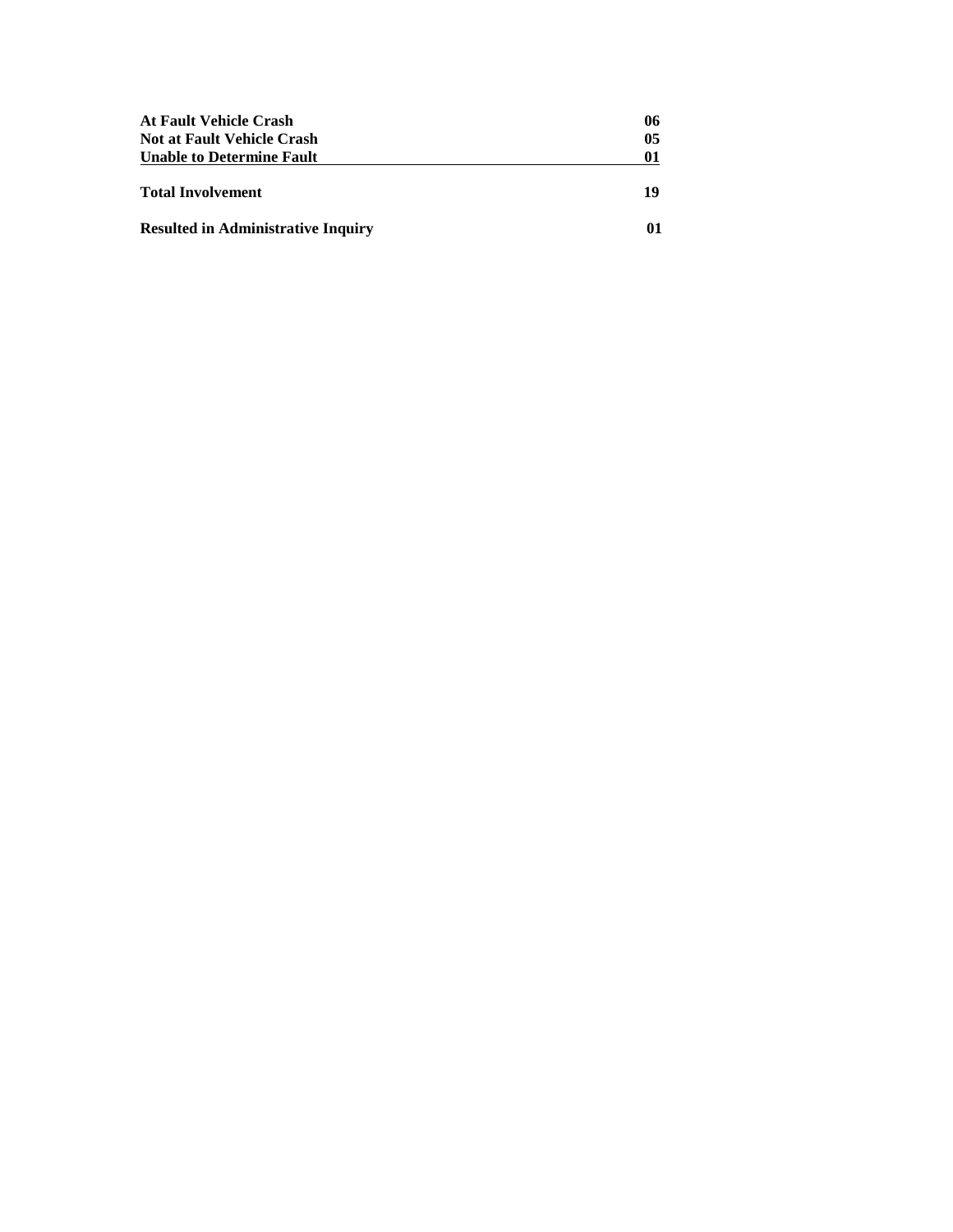| | |
|---|---|
| **At Fault Vehicle Crash** | **06** |
| **Not at Fault Vehicle Crash** | **05** |
| **Unable to Determine Fault** | **01** |
| **Total Involvement** | **19** |
| **Resulted in Administrative Inquiry** | **01** |